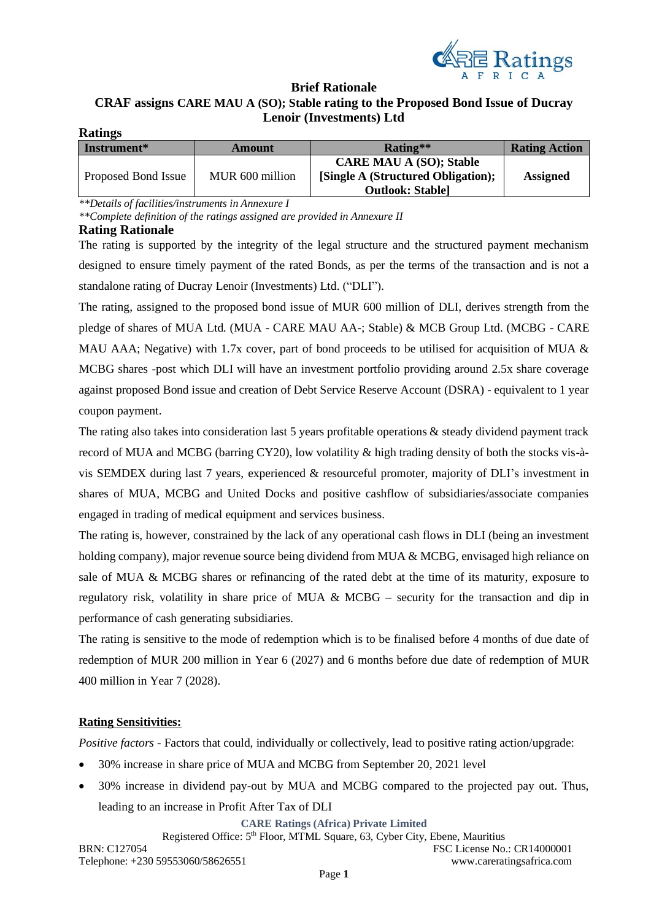## Brief Rationale

## CRAF assigns CARE MAU A (SO); Stable rating to the Proposed Bond Issue of Ducray Lenoir (Investments) Ltd

### Ratings

| Instrument* | Amount | Rating** | Rating Action |
|---|---|---|---|
| Proposed Bond Issue | MUR 600 million | **CARE MAU A (SO); Stable [Single A (Structured Obligation); Outlook: Stable]** | **Assigned** |

*\*\*Details of facilities/instruments in Annexure I*

*\*\*Complete definition of the ratings assigned are provided in Annexure II*

### Rating Rationale

The rating is supported by the integrity of the legal structure and the structured payment mechanism designed to ensure timely payment of the rated Bonds, as per the terms of the transaction and is not a standalone rating of Ducray Lenoir (Investments) Ltd. ("DLI").

The rating, assigned to the proposed bond issue of MUR 600 million of DLI, derives strength from the pledge of shares of MUA Ltd. (MUA - CARE MAU AA-; Stable) & MCB Group Ltd. (MCBG - CARE MAU AAA; Negative) with 1.7x cover, part of bond proceeds to be utilised for acquisition of MUA & MCBG shares -post which DLI will have an investment portfolio providing around 2.5x share coverage against proposed Bond issue and creation of Debt Service Reserve Account (DSRA) - equivalent to 1 year coupon payment.

The rating also takes into consideration last 5 years profitable operations & steady dividend payment track record of MUA and MCBG (barring CY20), low volatility & high trading density of both the stocks vis-à-vis SEMDEX during last 7 years, experienced & resourceful promoter, majority of DLI's investment in shares of MUA, MCBG and United Docks and positive cashflow of subsidiaries/associate companies engaged in trading of medical equipment and services business.

The rating is, however, constrained by the lack of any operational cash flows in DLI (being an investment holding company), major revenue source being dividend from MUA & MCBG, envisaged high reliance on sale of MUA & MCBG shares or refinancing of the rated debt at the time of its maturity, exposure to regulatory risk, volatility in share price of MUA & MCBG – security for the transaction and dip in performance of cash generating subsidiaries.

The rating is sensitive to the mode of redemption which is to be finalised before 4 months of due date of redemption of MUR 200 million in Year 6 (2027) and 6 months before due date of redemption of MUR 400 million in Year 7 (2028).

**Rating Sensitivities:**

*Positive factors* - Factors that could, individually or collectively, lead to positive rating action/upgrade:

- 30% increase in share price of MUA and MCBG from September 20, 2021 level
- 30% increase in dividend pay-out by MUA and MCBG compared to the projected pay out. Thus, leading to an increase in Profit After Tax of DLI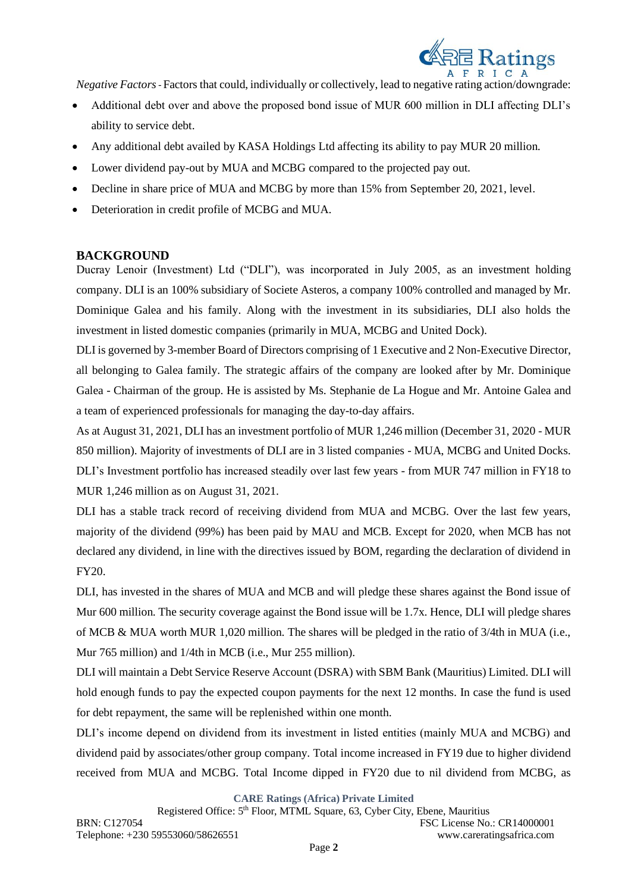*Negative Factors* - Factors that could, individually or collectively, lead to negative rating action/downgrade:

- Additional debt over and above the proposed bond issue of MUR 600 million in DLI affecting DLI's ability to service debt.
- Any additional debt availed by KASA Holdings Ltd affecting its ability to pay MUR 20 million.
- Lower dividend pay-out by MUA and MCBG compared to the projected pay out.
- Decline in share price of MUA and MCBG by more than 15% from September 20, 2021, level.
- Deterioration in credit profile of MCBG and MUA.

## BACKGROUND

Ducray Lenoir (Investment) Ltd ("DLI"), was incorporated in July 2005, as an investment holding company. DLI is an 100% subsidiary of Societe Asteros, a company 100% controlled and managed by Mr. Dominique Galea and his family. Along with the investment in its subsidiaries, DLI also holds the investment in listed domestic companies (primarily in MUA, MCBG and United Dock).

DLI is governed by 3-member Board of Directors comprising of 1 Executive and 2 Non-Executive Director, all belonging to Galea family. The strategic affairs of the company are looked after by Mr. Dominique Galea - Chairman of the group. He is assisted by Ms. Stephanie de La Hogue and Mr. Antoine Galea and a team of experienced professionals for managing the day-to-day affairs.

As at August 31, 2021, DLI has an investment portfolio of MUR 1,246 million (December 31, 2020 - MUR 850 million). Majority of investments of DLI are in 3 listed companies - MUA, MCBG and United Docks. DLI's Investment portfolio has increased steadily over last few years - from MUR 747 million in FY18 to MUR 1,246 million as on August 31, 2021.

DLI has a stable track record of receiving dividend from MUA and MCBG. Over the last few years, majority of the dividend (99%) has been paid by MAU and MCB. Except for 2020, when MCB has not declared any dividend, in line with the directives issued by BOM, regarding the declaration of dividend in FY20.

DLI, has invested in the shares of MUA and MCB and will pledge these shares against the Bond issue of Mur 600 million. The security coverage against the Bond issue will be 1.7x. Hence, DLI will pledge shares of MCB & MUA worth MUR 1,020 million. The shares will be pledged in the ratio of 3/4th in MUA (i.e., Mur 765 million) and 1/4th in MCB (i.e., Mur 255 million).

DLI will maintain a Debt Service Reserve Account (DSRA) with SBM Bank (Mauritius) Limited. DLI will hold enough funds to pay the expected coupon payments for the next 12 months. In case the fund is used for debt repayment, the same will be replenished within one month.

DLI's income depend on dividend from its investment in listed entities (mainly MUA and MCBG) and dividend paid by associates/other group company. Total income increased in FY19 due to higher dividend received from MUA and MCBG. Total Income dipped in FY20 due to nil dividend from MCBG, as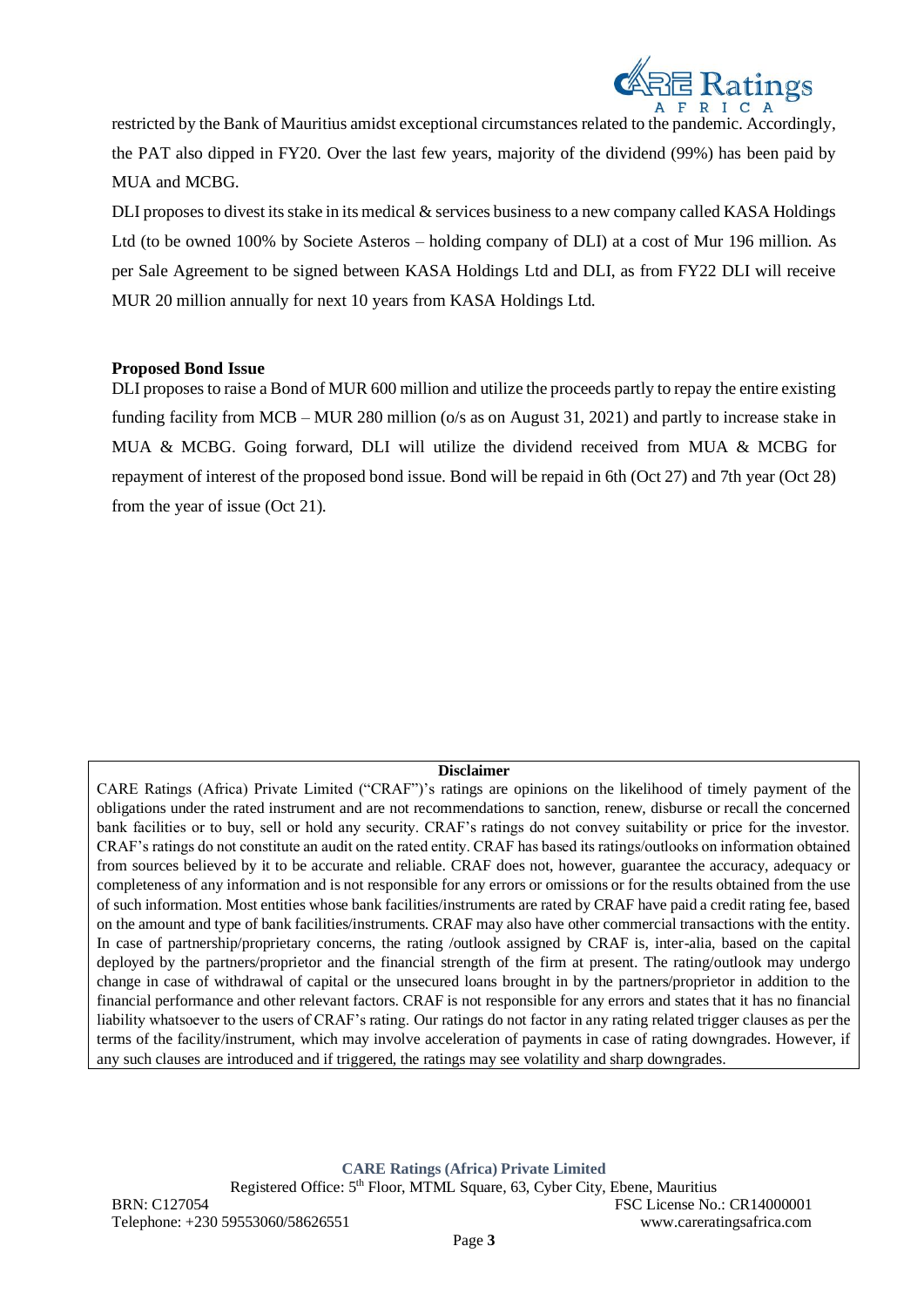restricted by the Bank of Mauritius amidst exceptional circumstances related to the pandemic. Accordingly, the PAT also dipped in FY20. Over the last few years, majority of the dividend (99%) has been paid by MUA and MCBG.

DLI proposes to divest its stake in its medical & services business to a new company called KASA Holdings Ltd (to be owned 100% by Societe Asteros – holding company of DLI) at a cost of Mur 196 million. As per Sale Agreement to be signed between KASA Holdings Ltd and DLI, as from FY22 DLI will receive MUR 20 million annually for next 10 years from KASA Holdings Ltd.

**Proposed Bond Issue**

DLI proposes to raise a Bond of MUR 600 million and utilize the proceeds partly to repay the entire existing funding facility from MCB – MUR 280 million (o/s as on August 31, 2021) and partly to increase stake in MUA & MCBG. Going forward, DLI will utilize the dividend received from MUA & MCBG for repayment of interest of the proposed bond issue. Bond will be repaid in 6th (Oct 27) and 7th year (Oct 28) from the year of issue (Oct 21).

**Disclaimer**

CARE Ratings (Africa) Private Limited ("CRAF")'s ratings are opinions on the likelihood of timely payment of the obligations under the rated instrument and are not recommendations to sanction, renew, disburse or recall the concerned bank facilities or to buy, sell or hold any security. CRAF's ratings do not convey suitability or price for the investor. CRAF's ratings do not constitute an audit on the rated entity. CRAF has based its ratings/outlooks on information obtained from sources believed by it to be accurate and reliable. CRAF does not, however, guarantee the accuracy, adequacy or completeness of any information and is not responsible for any errors or omissions or for the results obtained from the use of such information. Most entities whose bank facilities/instruments are rated by CRAF have paid a credit rating fee, based on the amount and type of bank facilities/instruments. CRAF may also have other commercial transactions with the entity. In case of partnership/proprietary concerns, the rating /outlook assigned by CRAF is, inter-alia, based on the capital deployed by the partners/proprietor and the financial strength of the firm at present. The rating/outlook may undergo change in case of withdrawal of capital or the unsecured loans brought in by the partners/proprietor in addition to the financial performance and other relevant factors. CRAF is not responsible for any errors and states that it has no financial liability whatsoever to the users of CRAF's rating. Our ratings do not factor in any rating related trigger clauses as per the terms of the facility/instrument, which may involve acceleration of payments in case of rating downgrades. However, if any such clauses are introduced and if triggered, the ratings may see volatility and sharp downgrades.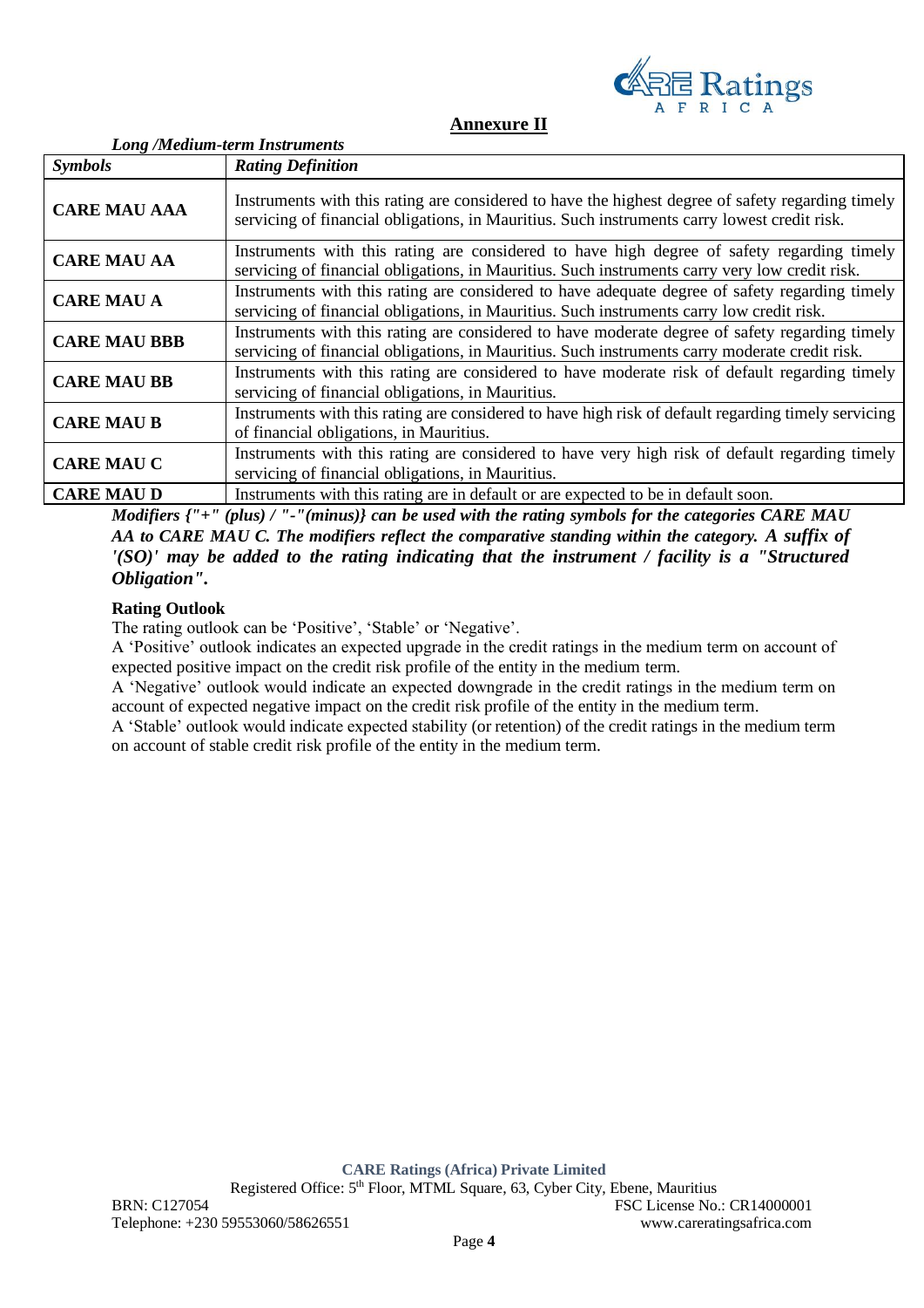## Annexure II

***Long /Medium-term Instruments***

| *Symbols* | *Rating Definition* |
|---|---|
| **CARE MAU AAA** | Instruments with this rating are considered to have the highest degree of safety regarding timely servicing of financial obligations, in Mauritius. Such instruments carry lowest credit risk. |
| **CARE MAU AA** | Instruments with this rating are considered to have high degree of safety regarding timely servicing of financial obligations, in Mauritius. Such instruments carry very low credit risk. |
| **CARE MAU A** | Instruments with this rating are considered to have adequate degree of safety regarding timely servicing of financial obligations, in Mauritius. Such instruments carry low credit risk. |
| **CARE MAU BBB** | Instruments with this rating are considered to have moderate degree of safety regarding timely servicing of financial obligations, in Mauritius. Such instruments carry moderate credit risk. |
| **CARE MAU BB** | Instruments with this rating are considered to have moderate risk of default regarding timely servicing of financial obligations, in Mauritius. |
| **CARE MAU B** | Instruments with this rating are considered to have high risk of default regarding timely servicing of financial obligations, in Mauritius. |
| **CARE MAU C** | Instruments with this rating are considered to have very high risk of default regarding timely servicing of financial obligations, in Mauritius. |
| **CARE MAU D** | Instruments with this rating are in default or are expected to be in default soon. |

***Modifiers {"+" (plus) / "-"(minus)} can be used with the rating symbols for the categories CARE MAU AA to CARE MAU C. The modifiers reflect the comparative standing within the category. A suffix of '(SO)' may be added to the rating indicating that the instrument / facility is a "Structured Obligation".***

**Rating Outlook**

The rating outlook can be 'Positive', 'Stable' or 'Negative'.

A 'Positive' outlook indicates an expected upgrade in the credit ratings in the medium term on account of expected positive impact on the credit risk profile of the entity in the medium term.

A 'Negative' outlook would indicate an expected downgrade in the credit ratings in the medium term on account of expected negative impact on the credit risk profile of the entity in the medium term.

A 'Stable' outlook would indicate expected stability (or retention) of the credit ratings in the medium term on account of stable credit risk profile of the entity in the medium term.

**CARE Ratings (Africa) Private Limited**

Registered Office: 5th Floor, MTML Square, 63, Cyber City, Ebene, Mauritius

BRN: C127054 FSC License No.: CR14000001

Telephone: +230 59553060/58626551 www.careratingsafrica.com